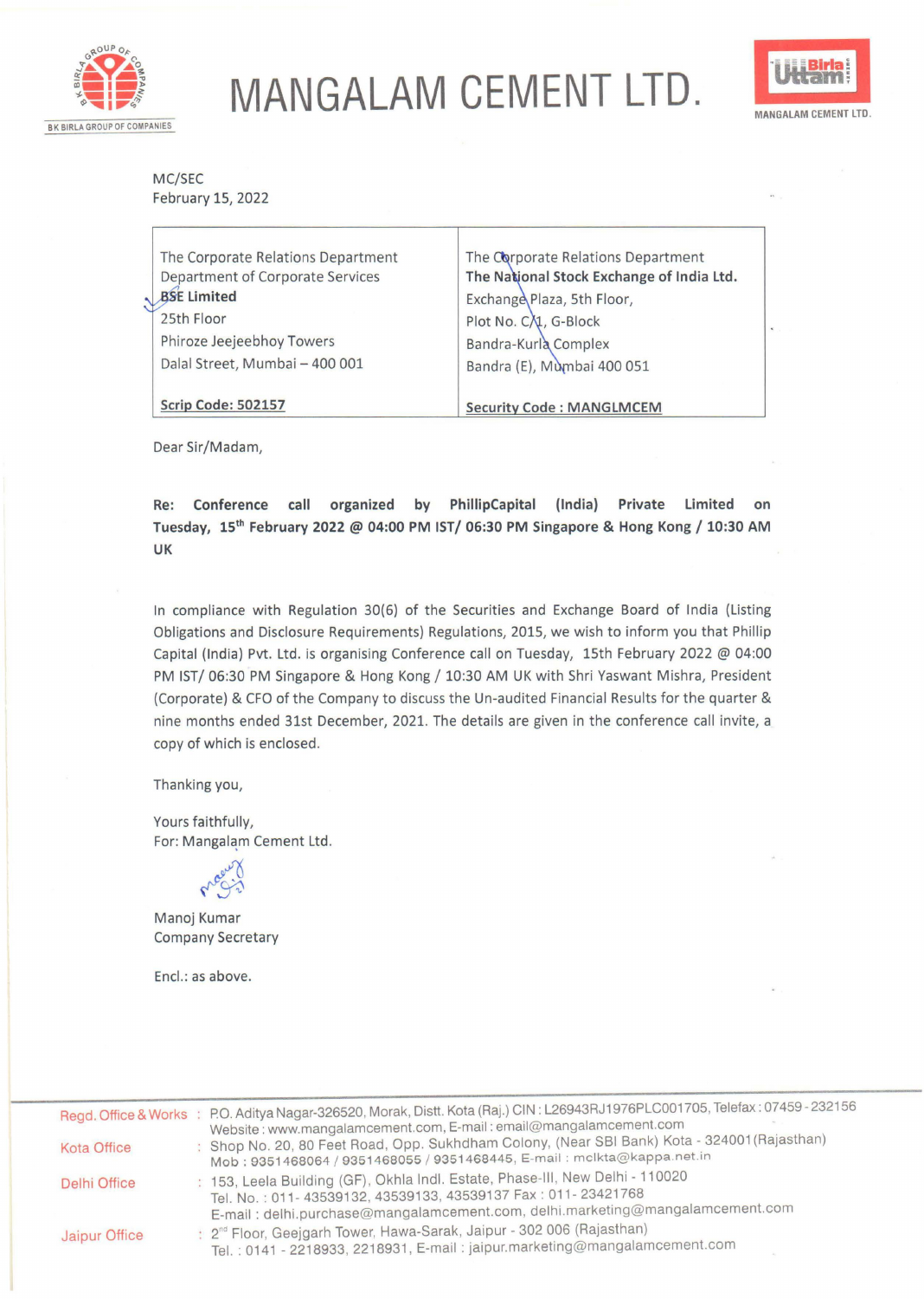# MANGALAM CEMENT LTD.

BK BIRLA GROUP OF COMPANIES

MANGALAM CEMENT LTD.

MC/SEC
February 15, 2022

| The Corporate Relations Department<br>Department of Corporate Services<br>**BSE Limited**<br>25th Floor<br>Phiroze Jeejeebhoy Towers<br>Dalal Street, Mumbai – 400 001<br><br>**Scrip Code: 502157** | The Corporate Relations Department<br>**The National Stock Exchange of India Ltd.**<br>Exchange Plaza, 5th Floor,<br>Plot No. C/1, G-Block<br>Bandra-Kurla Complex<br>Bandra (E), Mumbai 400 051<br><br>**Security Code : MANGLMCEM** |
|---|---|

Dear Sir/Madam,

**Re: Conference call organized by PhillipCapital (India) Private Limited on Tuesday, 15th February 2022 @ 04:00 PM IST/ 06:30 PM Singapore & Hong Kong / 10:30 AM UK**

In compliance with Regulation 30(6) of the Securities and Exchange Board of India (Listing Obligations and Disclosure Requirements) Regulations, 2015, we wish to inform you that Phillip Capital (India) Pvt. Ltd. is organising Conference call on Tuesday, 15th February 2022 @ 04:00 PM IST/ 06:30 PM Singapore & Hong Kong / 10:30 AM UK with Shri Yaswant Mishra, President (Corporate) & CFO of the Company to discuss the Un-audited Financial Results for the quarter & nine months ended 31st December, 2021. The details are given in the conference call invite, a copy of which is enclosed.

Thanking you,

Yours faithfully,
For: Mangalam Cement Ltd.

Manoj Kumar
Company Secretary

Encl.: as above.

Regd. Office & Works : P.O. Aditya Nagar-326520, Morak, Distt. Kota (Raj.) CIN : L26943RJ1976PLC001705, Telefax : 07459 - 232156
Website : www.mangalamcement.com, E-mail : email@mangalamcement.com

Kota Office : Shop No. 20, 80 Feet Road, Opp. Sukhdham Colony, (Near SBI Bank) Kota - 324001 (Rajasthan)
Mob : 9351468064 / 9351468055 / 9351468445, E-mail : mclkta@kappa.net.in

Delhi Office : 153, Leela Building (GF), Okhla Indl. Estate, Phase-III, New Delhi - 110020
Tel. No. : 011- 43539132, 43539133, 43539137 Fax : 011- 23421768
E-mail : delhi.purchase@mangalamcement.com, delhi.marketing@mangalamcement.com

Jaipur Office : 2nd Floor, Geejgarh Tower, Hawa-Sarak, Jaipur - 302 006 (Rajasthan)
Tel. : 0141 - 2218933, 2218931, E-mail : jaipur.marketing@mangalamcement.com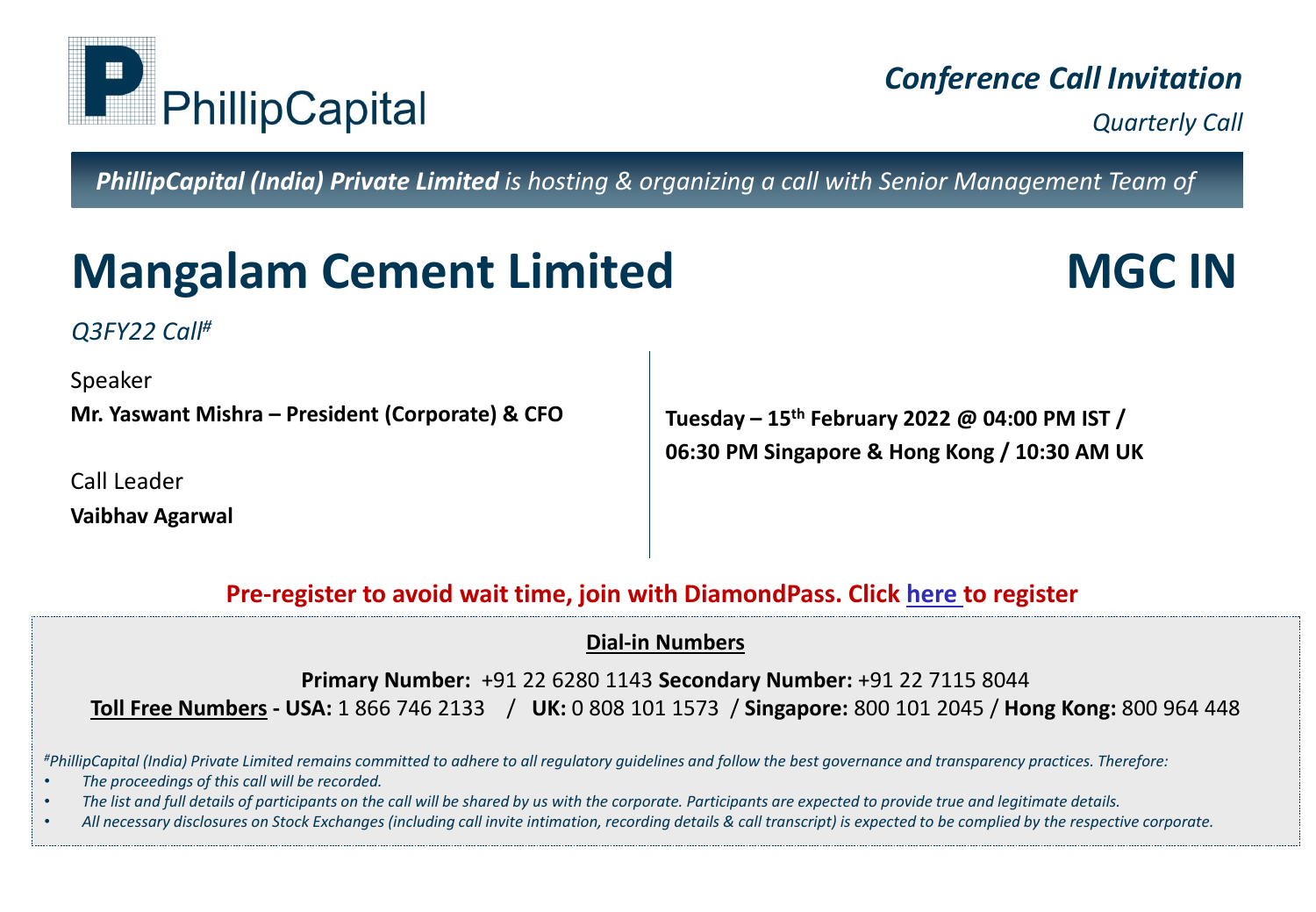PhillipCapital

*Conference Call Invitation*

*Quarterly Call*

***PhillipCapital (India) Private Limited** is hosting & organizing a call with Senior Management Team of*

# Mangalam Cement Limited MGC IN

*Q3FY22 Call#*

Speaker

**Mr. Yaswant Mishra – President (Corporate) & CFO**

Call Leader

**Vaibhav Agarwal**

**Tuesday – 15th February 2022 @ 04:00 PM IST / 06:30 PM Singapore & Hong Kong / 10:30 AM UK**

**Pre-register to avoid wait time, join with DiamondPass. Click here to register**

**Dial-in Numbers**

**Primary Number:** +91 22 6280 1143 **Secondary Number:** +91 22 7115 8044

**Toll Free Numbers - USA:** 1 866 746 2133 / **UK:** 0 808 101 1573 / **Singapore:** 800 101 2045 / **Hong Kong:** 800 964 448

*#PhillipCapital (India) Private Limited remains committed to adhere to all regulatory guidelines and follow the best governance and transparency practices. Therefore:*

- *The proceedings of this call will be recorded.*
- *The list and full details of participants on the call will be shared by us with the corporate. Participants are expected to provide true and legitimate details.*
- *All necessary disclosures on Stock Exchanges (including call invite intimation, recording details & call transcript) is expected to be complied by the respective corporate.*